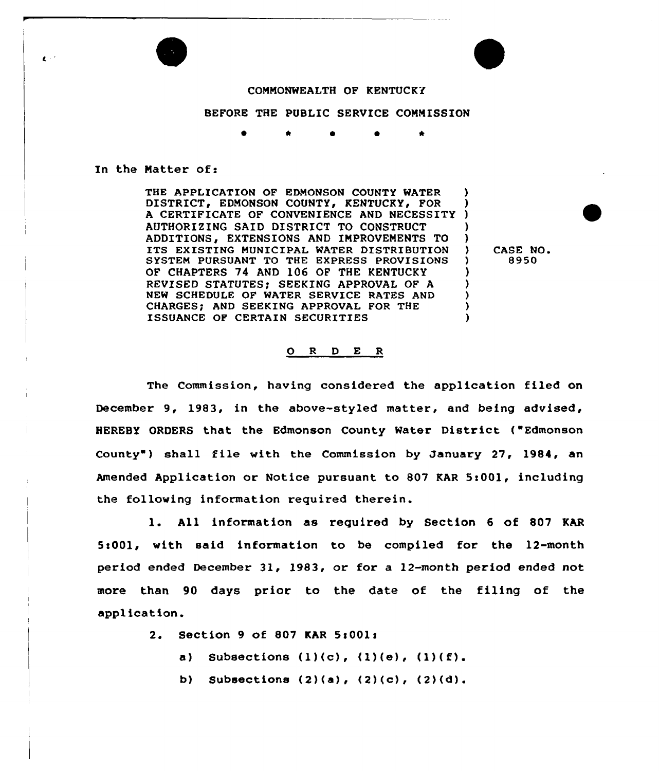COMMONWEALTH OF KENTUCKY

BEFORE THE PUBLIC SERVICE COMMISSION

\* \* \* \* \*

In the Matter of:

THE APPLICATION OF EDMONSON COUNTY WATER DISTRICT, EDMONSON COUNTY, KENTUCKY, FOR A CERTIFICATE OF CONVENIENCE AND NECESSITY AUTHORIZING SAID DISTRICT TO CONSTRUCT ADDITIONS, EXTENSIONS AND IMPROVEMENTS TO ITS EXISTING MUNICIPAL WATER DISTRIBUTION SYSTEM PURSUANT TO THE EXPRESS PROVISIONS OF CHAPTERS 74 AND 106 OF THE KENTUCKY REVISED STATUTES; SEEKING APPROVAL OF A NEW SCHEDULE OF WATER SERVICE RATES AND CHARGES; AND SEEKING APPROVAL FOR THE ISSUANCE OF CERTAIN SECURITIES ) CASE NO. 8950

O R D E R

The Commission, having considered the application filed on December 9, 1983, in the above-styled matter, and being advised, HEREBY ORDERS that the Edmonson County Water District ("Edmonson County") shall file with the Commission by January 27, 1984, an Amended Application or Notice pursuant to 807 KAR 5:001, including the following information required therein.

1. All information as required by Section 6 of 807 KAR 5:001, with said information to be compiled for the 12-month period ended December 31, 1983, or for a 12-month period ended not more than 90 days prior to the date of the filing of the application.

2. Section 9 of 807 KAR 5:001:

   a) Subsections (1)(c), (1)(e), (1)(f).

   b) Subsections (2)(a), (2)(c), (2)(d).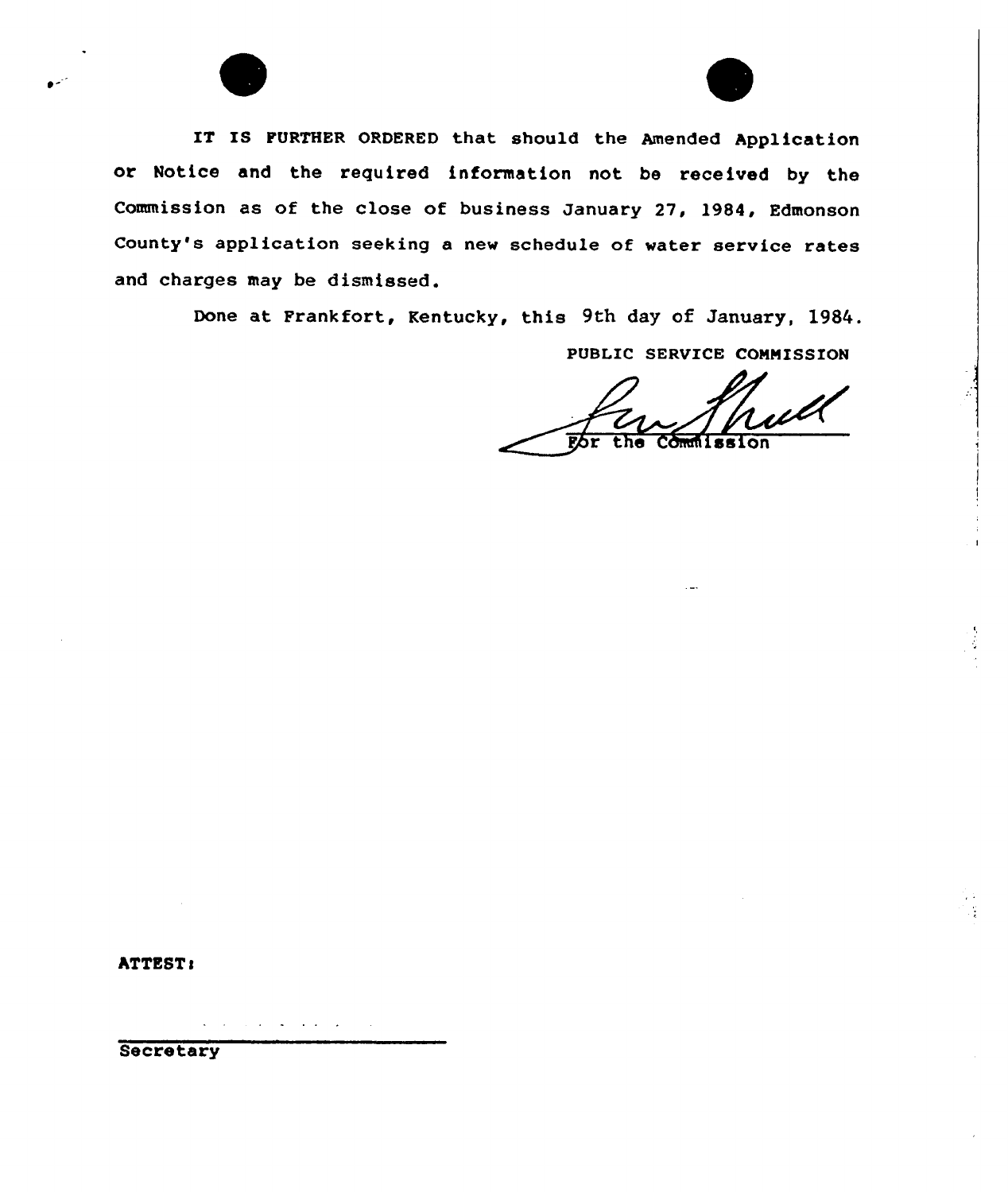IT IS FURTHER ORDERED that should the Amended Application or Notice and the required information not be received by the Commission as of the close of business January 27, 1984, Edmonson County's application seeking a new schedule of water service rates and charges may be dismissed.

Done at Frankfort, Kentucky, this 9th day of January, 1984.

PUBLIC SERVICE COMMISSION

For the Commission

ATTEST:

Secretary